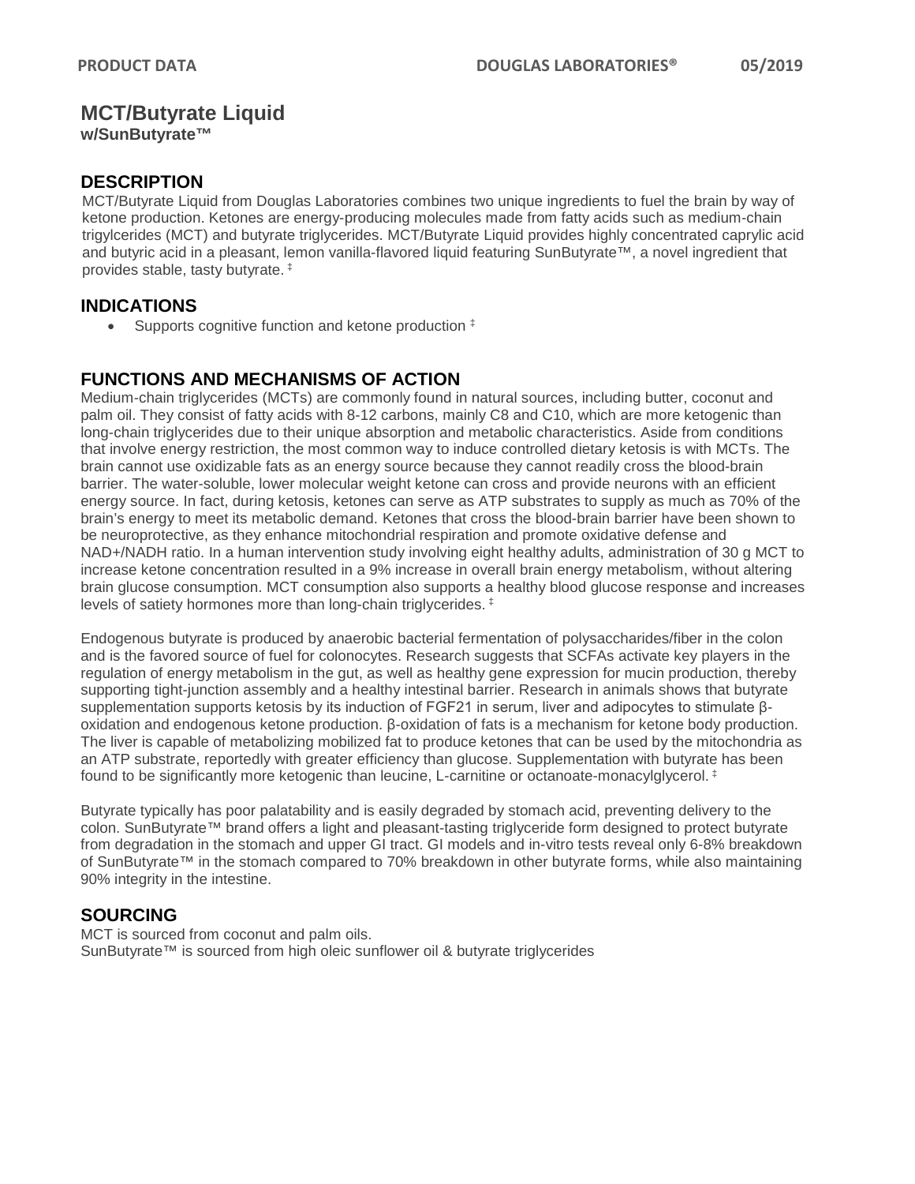# MCT/Butyrate Liquid

**w/SunButyrate™**

## DESCRIPTION

MCT/Butyrate Liquid from Douglas Laboratories combines two unique ingredients to fuel the brain by way of ketone production. Ketones are energy-producing molecules made from fatty acids such as medium-chain trigylcerides (MCT) and butyrate triglycerides. MCT/Butyrate Liquid provides highly concentrated caprylic acid and butyric acid in a pleasant, lemon vanilla-flavored liquid featuring SunButyrate™, a novel ingredient that provides stable, tasty butyrate. ‡

## INDICATIONS

- Supports cognitive function and ketone production ‡

## FUNCTIONS AND MECHANISMS OF ACTION

Medium-chain triglycerides (MCTs) are commonly found in natural sources, including butter, coconut and palm oil. They consist of fatty acids with 8-12 carbons, mainly C8 and C10, which are more ketogenic than long-chain triglycerides due to their unique absorption and metabolic characteristics. Aside from conditions that involve energy restriction, the most common way to induce controlled dietary ketosis is with MCTs. The brain cannot use oxidizable fats as an energy source because they cannot readily cross the blood-brain barrier. The water-soluble, lower molecular weight ketone can cross and provide neurons with an efficient energy source. In fact, during ketosis, ketones can serve as ATP substrates to supply as much as 70% of the brain's energy to meet its metabolic demand. Ketones that cross the blood-brain barrier have been shown to be neuroprotective, as they enhance mitochondrial respiration and promote oxidative defense and NAD+/NADH ratio. In a human intervention study involving eight healthy adults, administration of 30 g MCT to increase ketone concentration resulted in a 9% increase in overall brain energy metabolism, without altering brain glucose consumption. MCT consumption also supports a healthy blood glucose response and increases levels of satiety hormones more than long-chain triglycerides. ‡

Endogenous butyrate is produced by anaerobic bacterial fermentation of polysaccharides/fiber in the colon and is the favored source of fuel for colonocytes. Research suggests that SCFAs activate key players in the regulation of energy metabolism in the gut, as well as healthy gene expression for mucin production, thereby supporting tight-junction assembly and a healthy intestinal barrier. Research in animals shows that butyrate supplementation supports ketosis by its induction of FGF21 in serum, liver and adipocytes to stimulate β-oxidation and endogenous ketone production. β-oxidation of fats is a mechanism for ketone body production. The liver is capable of metabolizing mobilized fat to produce ketones that can be used by the mitochondria as an ATP substrate, reportedly with greater efficiency than glucose. Supplementation with butyrate has been found to be significantly more ketogenic than leucine, L-carnitine or octanoate-monacylglycerol. ‡

Butyrate typically has poor palatability and is easily degraded by stomach acid, preventing delivery to the colon. SunButyrate™ brand offers a light and pleasant-tasting triglyceride form designed to protect butyrate from degradation in the stomach and upper GI tract. GI models and in-vitro tests reveal only 6-8% breakdown of SunButyrate™ in the stomach compared to 70% breakdown in other butyrate forms, while also maintaining 90% integrity in the intestine.

## SOURCING

MCT is sourced from coconut and palm oils.
SunButyrate™ is sourced from high oleic sunflower oil & butyrate triglycerides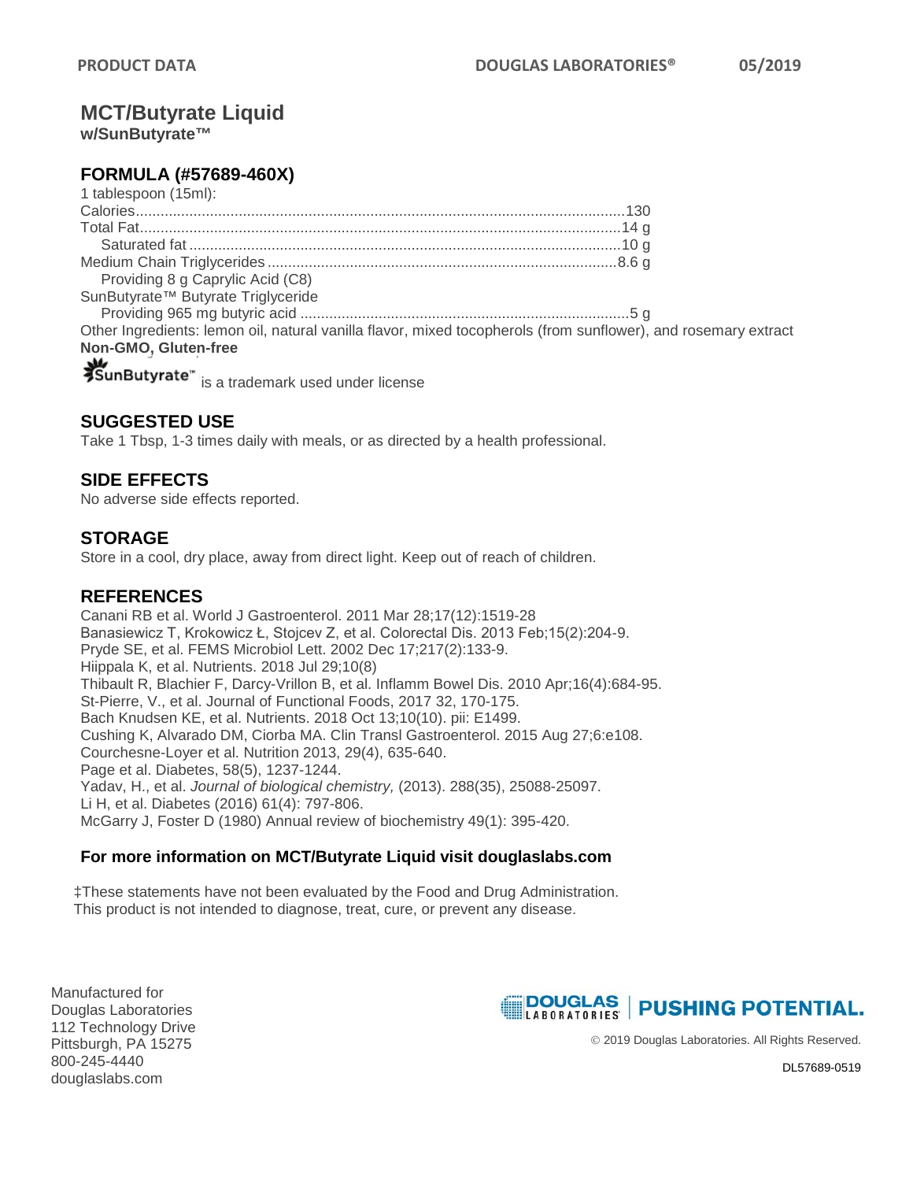# MCT/Butyrate Liquid
**w/SunButyrate™**

## FORMULA (#57689-460X)

1 tablespoon (15ml):

| | |
|---|---|
| Calories | 130 |
| Total Fat | 14 g |
| Saturated fat | 10 g |
| Medium Chain Triglycerides | 8.6 g |
| Providing 8 g Caprylic Acid (C8) | |
| SunButyrate™ Butyrate Triglyceride | |
| Providing 965 mg butyric acid | 5 g |

Other Ingredients: lemon oil, natural vanilla flavor, mixed tocopherols (from sunflower), and rosemary extract

**Non-GMO, Gluten-free**

SunButyrate™ is a trademark used under license

## SUGGESTED USE

Take 1 Tbsp, 1-3 times daily with meals, or as directed by a health professional.

## SIDE EFFECTS

No adverse side effects reported.

## STORAGE

Store in a cool, dry place, away from direct light. Keep out of reach of children.

## REFERENCES

Canani RB et al. World J Gastroenterol. 2011 Mar 28;17(12):1519-28
Banasiewicz T, Krokowicz Ł, Stojcev Z, et al. Colorectal Dis. 2013 Feb;15(2):204-9.
Pryde SE, et al. FEMS Microbiol Lett. 2002 Dec 17;217(2):133-9.
Hiippala K, et al. Nutrients. 2018 Jul 29;10(8)
Thibault R, Blachier F, Darcy-Vrillon B, et al. Inflamm Bowel Dis. 2010 Apr;16(4):684-95.
St-Pierre, V., et al. Journal of Functional Foods, 2017 32, 170-175.
Bach Knudsen KE, et al. Nutrients. 2018 Oct 13;10(10). pii: E1499.
Cushing K, Alvarado DM, Ciorba MA. Clin Transl Gastroenterol. 2015 Aug 27;6:e108.
Courchesne-Loyer et al. Nutrition 2013, 29(4), 635-640.
Page et al. Diabetes, 58(5), 1237-1244.
Yadav, H., et al. *Journal of biological chemistry,* (2013). 288(35), 25088-25097.
Li H, et al. Diabetes (2016) 61(4): 797-806.
McGarry J, Foster D (1980) Annual review of biochemistry 49(1): 395-420.

**For more information on MCT/Butyrate Liquid visit douglaslabs.com**

‡These statements have not been evaluated by the Food and Drug Administration.
This product is not intended to diagnose, treat, cure, or prevent any disease.

Manufactured for
Douglas Laboratories
112 Technology Drive
Pittsburgh, PA 15275
800-245-4440
douglaslabs.com

DOUGLAS LABORATORIES | PUSHING POTENTIAL.

© 2019 Douglas Laboratories. All Rights Reserved.

DL57689-0519